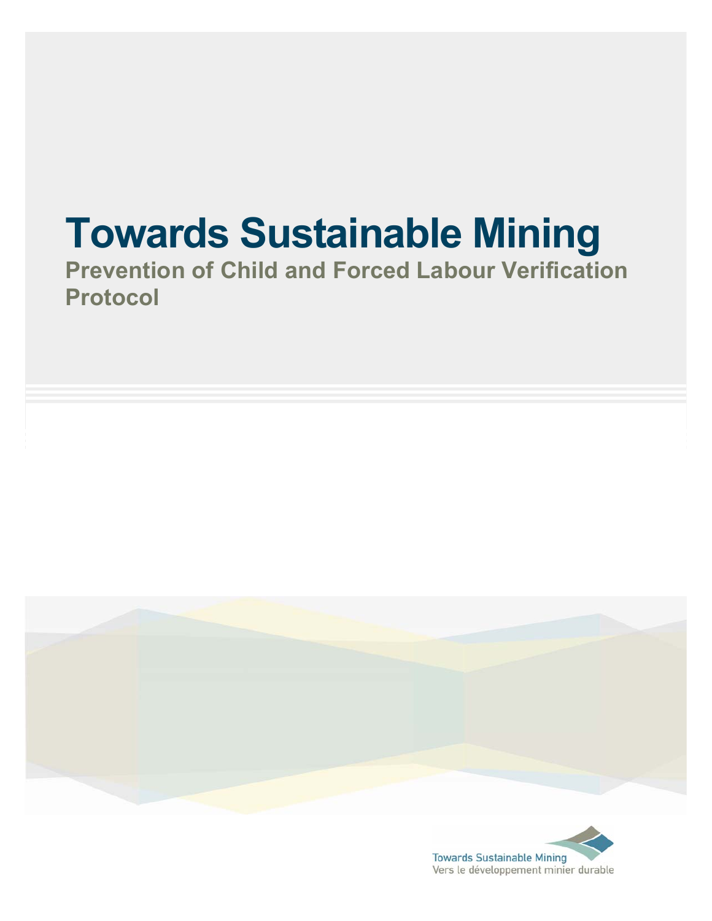# Towards Sustainable Mining

## Prevention of Child and Forced Labour Verification Protocol

Towards Sustainable Mining
Vers le développement minier durable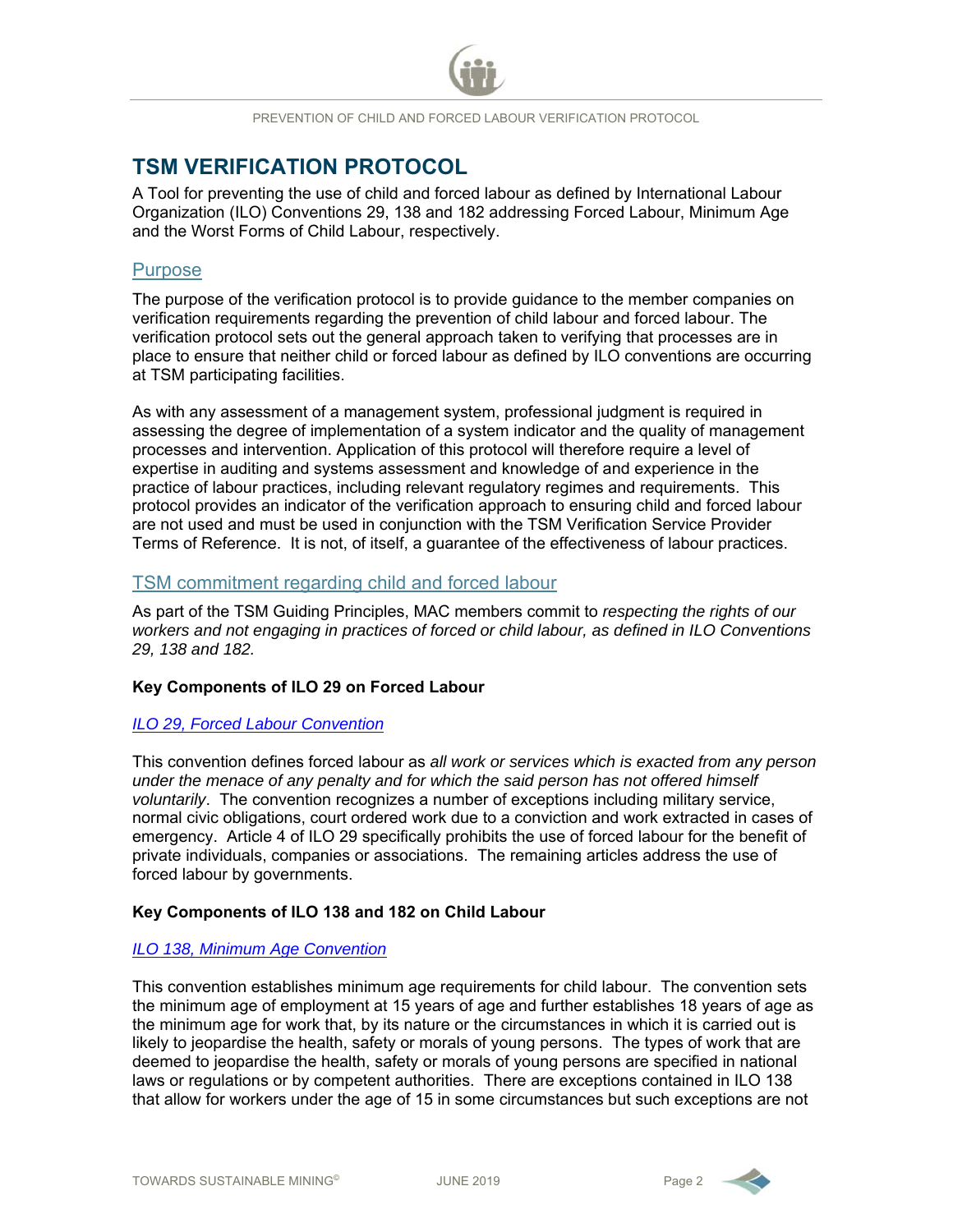# TSM VERIFICATION PROTOCOL

A Tool for preventing the use of child and forced labour as defined by International Labour Organization (ILO) Conventions 29, 138 and 182 addressing Forced Labour, Minimum Age and the Worst Forms of Child Labour, respectively.

## Purpose

The purpose of the verification protocol is to provide guidance to the member companies on verification requirements regarding the prevention of child labour and forced labour. The verification protocol sets out the general approach taken to verifying that processes are in place to ensure that neither child or forced labour as defined by ILO conventions are occurring at TSM participating facilities.

As with any assessment of a management system, professional judgment is required in assessing the degree of implementation of a system indicator and the quality of management processes and intervention. Application of this protocol will therefore require a level of expertise in auditing and systems assessment and knowledge of and experience in the practice of labour practices, including relevant regulatory regimes and requirements. This protocol provides an indicator of the verification approach to ensuring child and forced labour are not used and must be used in conjunction with the TSM Verification Service Provider Terms of Reference. It is not, of itself, a guarantee of the effectiveness of labour practices.

## TSM commitment regarding child and forced labour

As part of the TSM Guiding Principles, MAC members commit to *respecting the rights of our workers and not engaging in practices of forced or child labour, as defined in ILO Conventions 29, 138 and 182.*

**Key Components of ILO 29 on Forced Labour**

*ILO 29, Forced Labour Convention*

This convention defines forced labour as *all work or services which is exacted from any person under the menace of any penalty and for which the said person has not offered himself voluntarily*. The convention recognizes a number of exceptions including military service, normal civic obligations, court ordered work due to a conviction and work extracted in cases of emergency. Article 4 of ILO 29 specifically prohibits the use of forced labour for the benefit of private individuals, companies or associations. The remaining articles address the use of forced labour by governments.

**Key Components of ILO 138 and 182 on Child Labour**

*ILO 138, Minimum Age Convention*

This convention establishes minimum age requirements for child labour. The convention sets the minimum age of employment at 15 years of age and further establishes 18 years of age as the minimum age for work that, by its nature or the circumstances in which it is carried out is likely to jeopardise the health, safety or morals of young persons. The types of work that are deemed to jeopardise the health, safety or morals of young persons are specified in national laws or regulations or by competent authorities. There are exceptions contained in ILO 138 that allow for workers under the age of 15 in some circumstances but such exceptions are not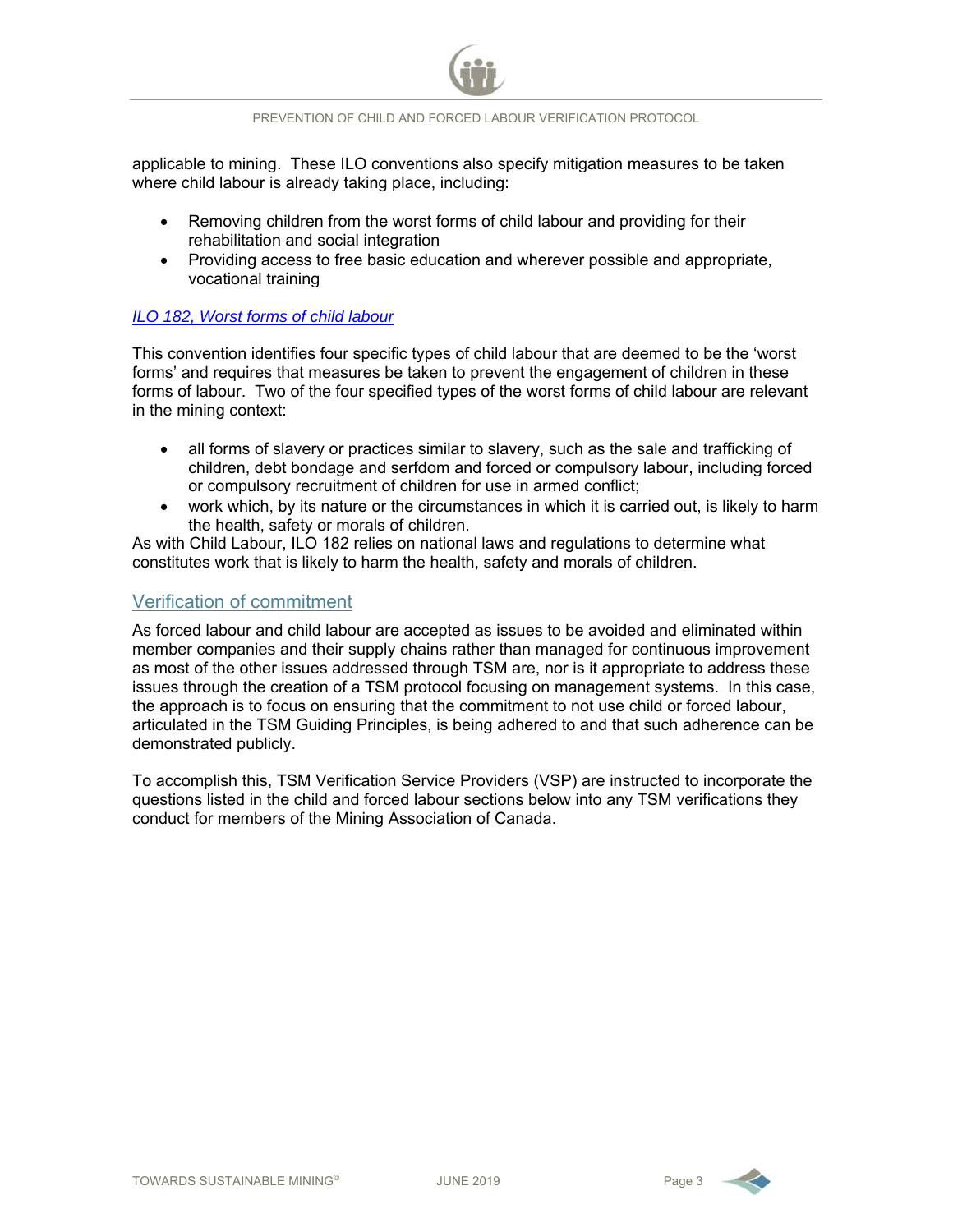applicable to mining. These ILO conventions also specify mitigation measures to be taken where child labour is already taking place, including:

- Removing children from the worst forms of child labour and providing for their rehabilitation and social integration
- Providing access to free basic education and wherever possible and appropriate, vocational training

### *ILO 182, Worst forms of child labour*

This convention identifies four specific types of child labour that are deemed to be the 'worst forms' and requires that measures be taken to prevent the engagement of children in these forms of labour. Two of the four specified types of the worst forms of child labour are relevant in the mining context:

- all forms of slavery or practices similar to slavery, such as the sale and trafficking of children, debt bondage and serfdom and forced or compulsory labour, including forced or compulsory recruitment of children for use in armed conflict;
- work which, by its nature or the circumstances in which it is carried out, is likely to harm the health, safety or morals of children.

As with Child Labour, ILO 182 relies on national laws and regulations to determine what constitutes work that is likely to harm the health, safety and morals of children.

## Verification of commitment

As forced labour and child labour are accepted as issues to be avoided and eliminated within member companies and their supply chains rather than managed for continuous improvement as most of the other issues addressed through TSM are, nor is it appropriate to address these issues through the creation of a TSM protocol focusing on management systems. In this case, the approach is to focus on ensuring that the commitment to not use child or forced labour, articulated in the TSM Guiding Principles, is being adhered to and that such adherence can be demonstrated publicly.

To accomplish this, TSM Verification Service Providers (VSP) are instructed to incorporate the questions listed in the child and forced labour sections below into any TSM verifications they conduct for members of the Mining Association of Canada.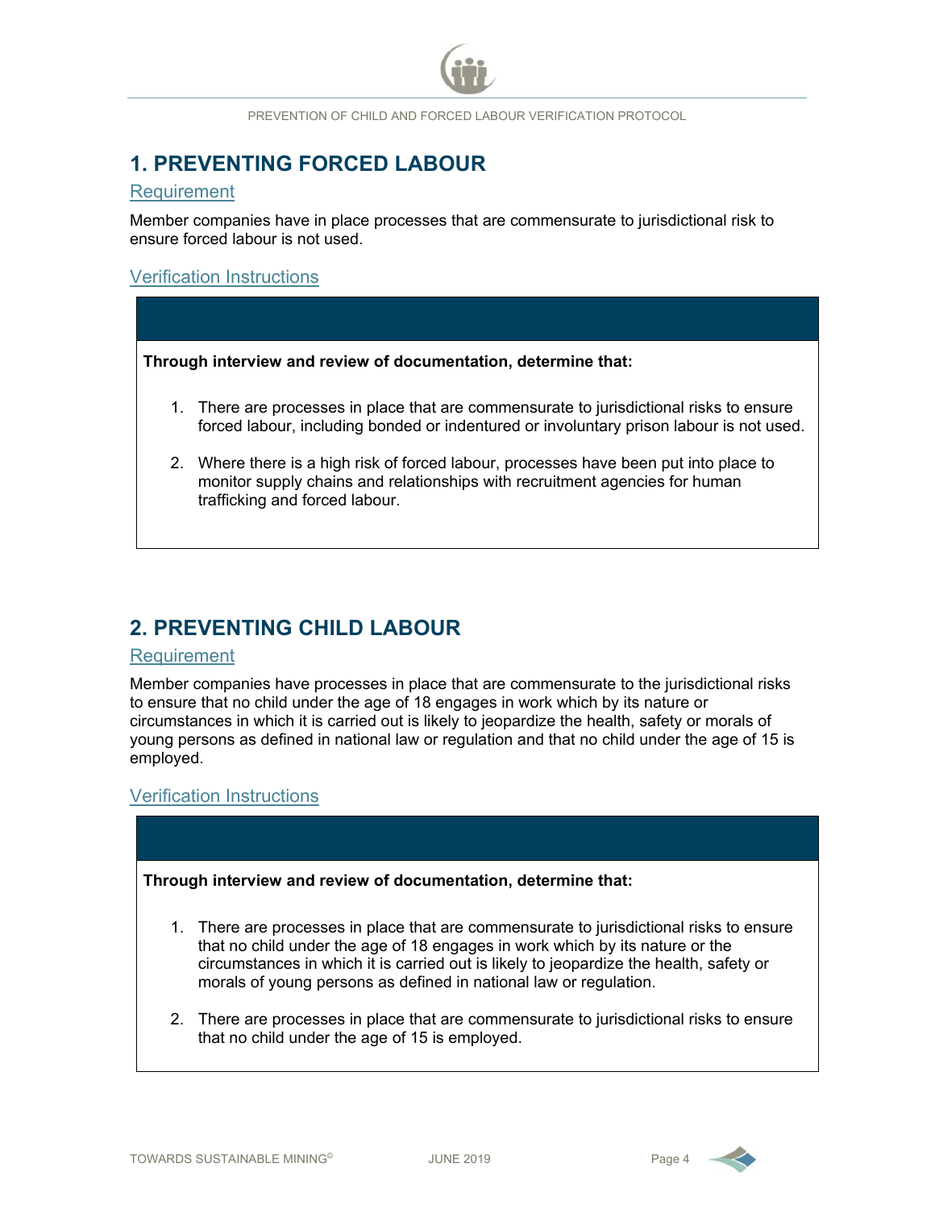## 1. PREVENTING FORCED LABOUR

### Requirement

Member companies have in place processes that are commensurate to jurisdictional risk to ensure forced labour is not used.

### Verification Instructions

**Through interview and review of documentation, determine that:**

1. There are processes in place that are commensurate to jurisdictional risks to ensure forced labour, including bonded or indentured or involuntary prison labour is not used.
2. Where there is a high risk of forced labour, processes have been put into place to monitor supply chains and relationships with recruitment agencies for human trafficking and forced labour.

## 2. PREVENTING CHILD LABOUR

### Requirement

Member companies have processes in place that are commensurate to the jurisdictional risks to ensure that no child under the age of 18 engages in work which by its nature or circumstances in which it is carried out is likely to jeopardize the health, safety or morals of young persons as defined in national law or regulation and that no child under the age of 15 is employed.

### Verification Instructions

**Through interview and review of documentation, determine that:**

1. There are processes in place that are commensurate to jurisdictional risks to ensure that no child under the age of 18 engages in work which by its nature or the circumstances in which it is carried out is likely to jeopardize the health, safety or morals of young persons as defined in national law or regulation.
2. There are processes in place that are commensurate to jurisdictional risks to ensure that no child under the age of 15 is employed.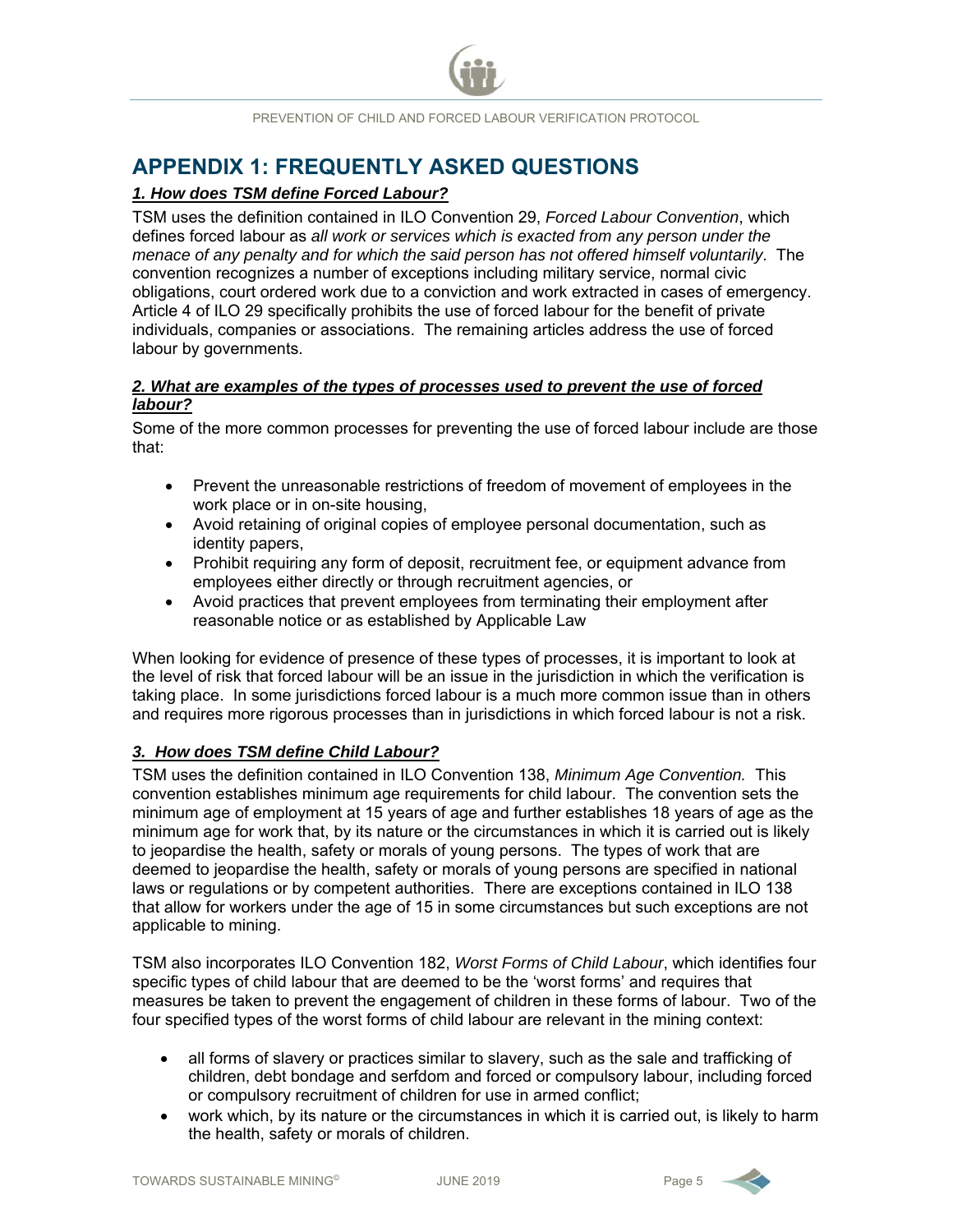# APPENDIX 1: FREQUENTLY ASKED QUESTIONS

### *1. How does TSM define Forced Labour?*

TSM uses the definition contained in ILO Convention 29, *Forced Labour Convention*, which defines forced labour as *all work or services which is exacted from any person under the menace of any penalty and for which the said person has not offered himself voluntarily*. The convention recognizes a number of exceptions including military service, normal civic obligations, court ordered work due to a conviction and work extracted in cases of emergency. Article 4 of ILO 29 specifically prohibits the use of forced labour for the benefit of private individuals, companies or associations. The remaining articles address the use of forced labour by governments.

### *2. What are examples of the types of processes used to prevent the use of forced labour?*

Some of the more common processes for preventing the use of forced labour include are those that:

- Prevent the unreasonable restrictions of freedom of movement of employees in the work place or in on-site housing,
- Avoid retaining of original copies of employee personal documentation, such as identity papers,
- Prohibit requiring any form of deposit, recruitment fee, or equipment advance from employees either directly or through recruitment agencies, or
- Avoid practices that prevent employees from terminating their employment after reasonable notice or as established by Applicable Law

When looking for evidence of presence of these types of processes, it is important to look at the level of risk that forced labour will be an issue in the jurisdiction in which the verification is taking place. In some jurisdictions forced labour is a much more common issue than in others and requires more rigorous processes than in jurisdictions in which forced labour is not a risk.

### *3. How does TSM define Child Labour?*

TSM uses the definition contained in ILO Convention 138, *Minimum Age Convention.* This convention establishes minimum age requirements for child labour. The convention sets the minimum age of employment at 15 years of age and further establishes 18 years of age as the minimum age for work that, by its nature or the circumstances in which it is carried out is likely to jeopardise the health, safety or morals of young persons. The types of work that are deemed to jeopardise the health, safety or morals of young persons are specified in national laws or regulations or by competent authorities. There are exceptions contained in ILO 138 that allow for workers under the age of 15 in some circumstances but such exceptions are not applicable to mining.

TSM also incorporates ILO Convention 182, *Worst Forms of Child Labour*, which identifies four specific types of child labour that are deemed to be the 'worst forms' and requires that measures be taken to prevent the engagement of children in these forms of labour. Two of the four specified types of the worst forms of child labour are relevant in the mining context:

- all forms of slavery or practices similar to slavery, such as the sale and trafficking of children, debt bondage and serfdom and forced or compulsory labour, including forced or compulsory recruitment of children for use in armed conflict;
- work which, by its nature or the circumstances in which it is carried out, is likely to harm the health, safety or morals of children.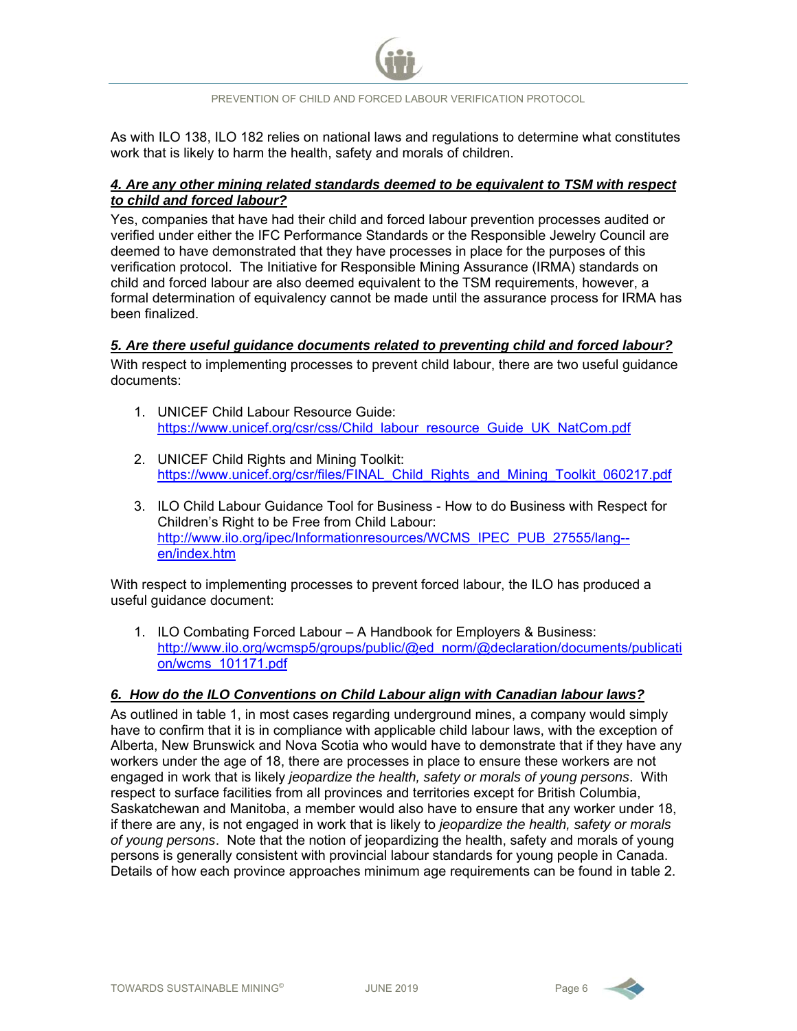As with ILO 138, ILO 182 relies on national laws and regulations to determine what constitutes work that is likely to harm the health, safety and morals of children.

### ***4. Are any other mining related standards deemed to be equivalent to TSM with respect to child and forced labour?***

Yes, companies that have had their child and forced labour prevention processes audited or verified under either the IFC Performance Standards or the Responsible Jewelry Council are deemed to have demonstrated that they have processes in place for the purposes of this verification protocol. The Initiative for Responsible Mining Assurance (IRMA) standards on child and forced labour are also deemed equivalent to the TSM requirements, however, a formal determination of equivalency cannot be made until the assurance process for IRMA has been finalized.

### ***5. Are there useful guidance documents related to preventing child and forced labour?***

With respect to implementing processes to prevent child labour, there are two useful guidance documents:

1. UNICEF Child Labour Resource Guide:
   https://www.unicef.org/csr/css/Child_labour_resource_Guide_UK_NatCom.pdf

2. UNICEF Child Rights and Mining Toolkit:
   https://www.unicef.org/csr/files/FINAL_Child_Rights_and_Mining_Toolkit_060217.pdf

3. ILO Child Labour Guidance Tool for Business - How to do Business with Respect for Children's Right to be Free from Child Labour:
   http://www.ilo.org/ipec/Informationresources/WCMS_IPEC_PUB_27555/lang--en/index.htm

With respect to implementing processes to prevent forced labour, the ILO has produced a useful guidance document:

1. ILO Combating Forced Labour – A Handbook for Employers & Business:
   http://www.ilo.org/wcmsp5/groups/public/@ed_norm/@declaration/documents/publication/wcms_101171.pdf

### ***6. How do the ILO Conventions on Child Labour align with Canadian labour laws?***

As outlined in table 1, in most cases regarding underground mines, a company would simply have to confirm that it is in compliance with applicable child labour laws, with the exception of Alberta, New Brunswick and Nova Scotia who would have to demonstrate that if they have any workers under the age of 18, there are processes in place to ensure these workers are not engaged in work that is likely *jeopardize the health, safety or morals of young persons*. With respect to surface facilities from all provinces and territories except for British Columbia, Saskatchewan and Manitoba, a member would also have to ensure that any worker under 18, if there are any, is not engaged in work that is likely to *jeopardize the health, safety or morals of young persons*. Note that the notion of jeopardizing the health, safety and morals of young persons is generally consistent with provincial labour standards for young people in Canada. Details of how each province approaches minimum age requirements can be found in table 2.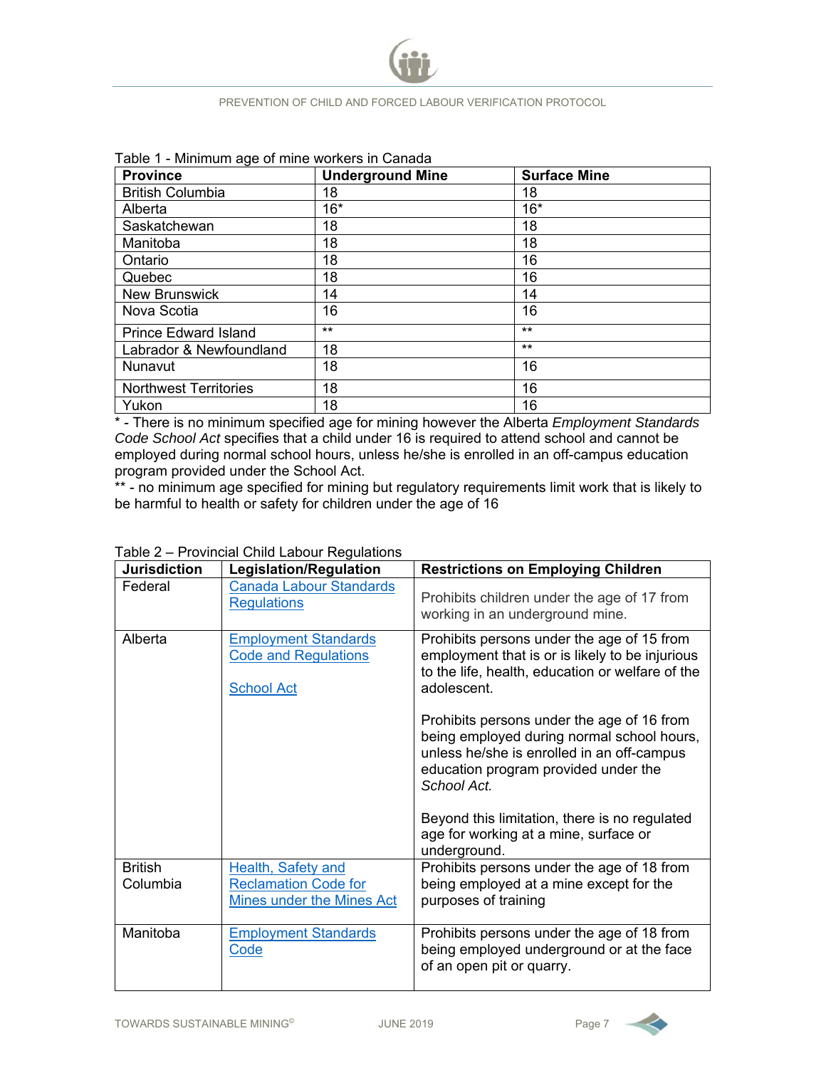Table 1 - Minimum age of mine workers in Canada

| Province | Underground Mine | Surface Mine |
|---|---|---|
| British Columbia | 18 | 18 |
| Alberta | 16* | 16* |
| Saskatchewan | 18 | 18 |
| Manitoba | 18 | 18 |
| Ontario | 18 | 16 |
| Quebec | 18 | 16 |
| New Brunswick | 14 | 14 |
| Nova Scotia | 16 | 16 |
| Prince Edward Island | ** | ** |
| Labrador & Newfoundland | 18 | ** |
| Nunavut | 18 | 16 |
| Northwest Territories | 18 | 16 |
| Yukon | 18 | 16 |

\* - There is no minimum specified age for mining however the Alberta *Employment Standards Code School Act* specifies that a child under 16 is required to attend school and cannot be employed during normal school hours, unless he/she is enrolled in an off-campus education program provided under the School Act.

** - no minimum age specified for mining but regulatory requirements limit work that is likely to be harmful to health or safety for children under the age of 16

Table 2 – Provincial Child Labour Regulations

| Jurisdiction | Legislation/Regulation | Restrictions on Employing Children |
|---|---|---|
| Federal | Canada Labour Standards Regulations | Prohibits children under the age of 17 from working in an underground mine. |
| Alberta | Employment Standards Code and Regulations<br><br>School Act | Prohibits persons under the age of 15 from employment that is or is likely to be injurious to the life, health, education or welfare of the adolescent.<br><br>Prohibits persons under the age of 16 from being employed during normal school hours, unless he/she is enrolled in an off-campus education program provided under the *School Act.*<br><br>Beyond this limitation, there is no regulated age for working at a mine, surface or underground. |
| British Columbia | Health, Safety and Reclamation Code for Mines under the Mines Act | Prohibits persons under the age of 18 from being employed at a mine except for the purposes of training |
| Manitoba | Employment Standards Code | Prohibits persons under the age of 18 from being employed underground or at the face of an open pit or quarry. |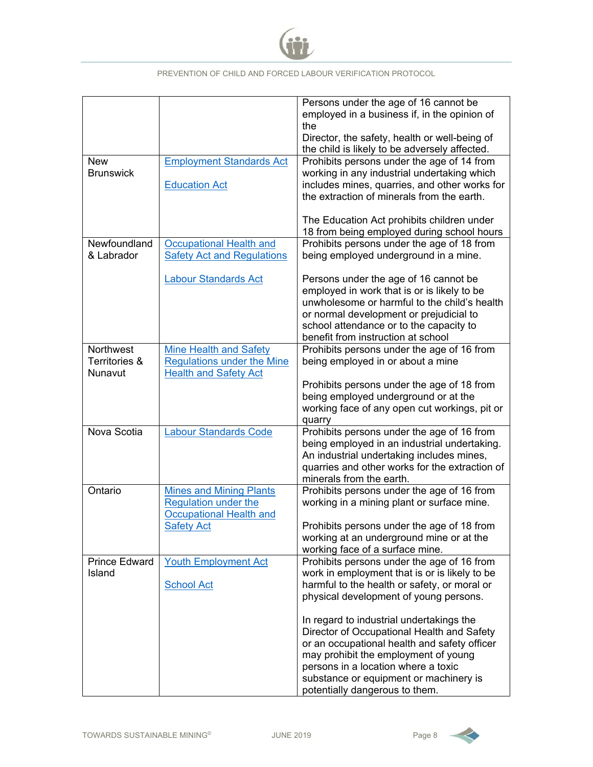| | | |
|---|---|---|
| | | Persons under the age of 16 cannot be employed in a business if, in the opinion of the<br>Director, the safety, health or well-being of the child is likely to be adversely affected. |
| New Brunswick | Employment Standards Act<br><br>Education Act | Prohibits persons under the age of 14 from working in any industrial undertaking which includes mines, quarries, and other works for the extraction of minerals from the earth.<br><br>The Education Act prohibits children under 18 from being employed during school hours |
| Newfoundland & Labrador | Occupational Health and Safety Act and Regulations<br><br>Labour Standards Act | Prohibits persons under the age of 18 from being employed underground in a mine.<br><br>Persons under the age of 16 cannot be employed in work that is or is likely to be unwholesome or harmful to the child's health or normal development or prejudicial to school attendance or to the capacity to benefit from instruction at school |
| Northwest Territories & Nunavut | Mine Health and Safety Regulations under the Mine Health and Safety Act | Prohibits persons under the age of 16 from being employed in or about a mine<br><br>Prohibits persons under the age of 18 from being employed underground or at the working face of any open cut workings, pit or quarry |
| Nova Scotia | Labour Standards Code | Prohibits persons under the age of 16 from being employed in an industrial undertaking. An industrial undertaking includes mines, quarries and other works for the extraction of minerals from the earth. |
| Ontario | Mines and Mining Plants Regulation under the Occupational Health and Safety Act | Prohibits persons under the age of 16 from working in a mining plant or surface mine.<br><br>Prohibits persons under the age of 18 from working at an underground mine or at the working face of a surface mine. |
| Prince Edward Island | Youth Employment Act<br><br>School Act | Prohibits persons under the age of 16 from work in employment that is or is likely to be harmful to the health or safety, or moral or physical development of young persons.<br><br>In regard to industrial undertakings the Director of Occupational Health and Safety or an occupational health and safety officer may prohibit the employment of young persons in a location where a toxic substance or equipment or machinery is potentially dangerous to them. |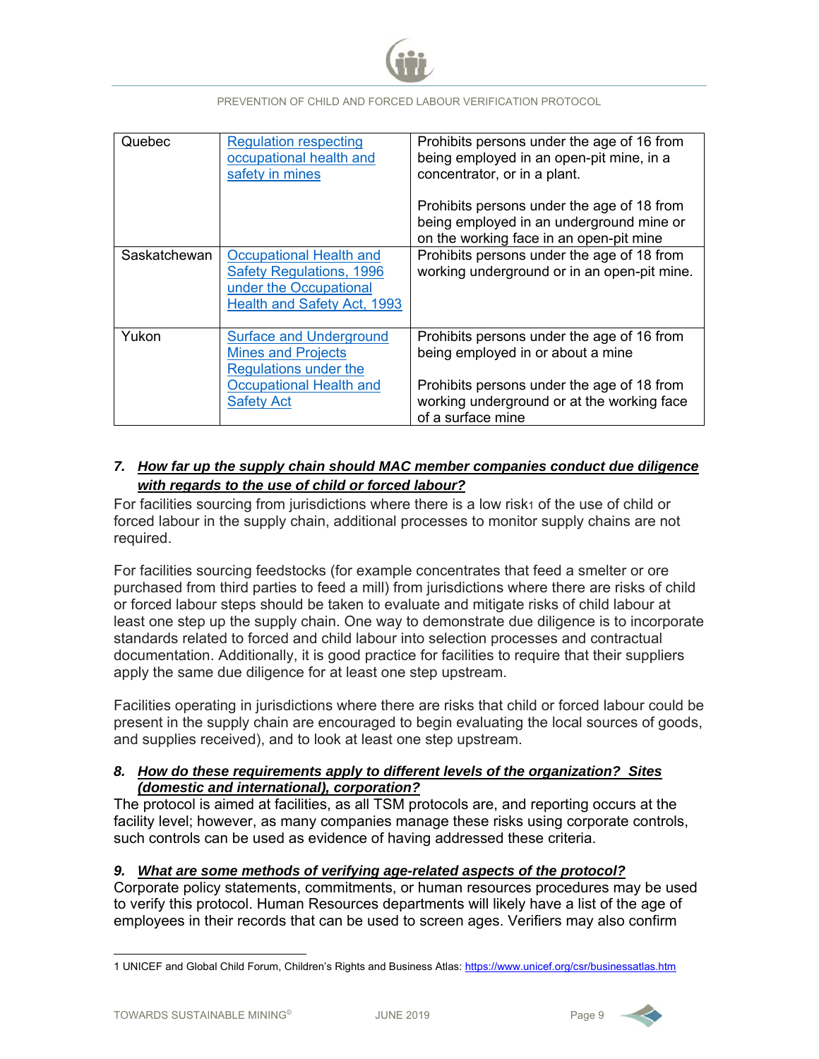| Quebec | [Regulation respecting occupational health and safety in mines]() | Prohibits persons under the age of 16 from being employed in an open-pit mine, in a concentrator, or in a plant.<br><br>Prohibits persons under the age of 18 from being employed in an underground mine or on the working face in an open-pit mine |
|---|---|---|
| Saskatchewan | [Occupational Health and Safety Regulations, 1996 under the Occupational Health and Safety Act, 1993]() | Prohibits persons under the age of 18 from working underground or in an open-pit mine. |
| Yukon | [Surface and Underground Mines and Projects Regulations under the Occupational Health and Safety Act]() | Prohibits persons under the age of 16 from being employed in or about a mine<br><br>Prohibits persons under the age of 18 from working underground or at the working face of a surface mine |

**7. *How far up the supply chain should MAC member companies conduct due diligence with regards to the use of child or forced labour?***

For facilities sourcing from jurisdictions where there is a low risk[1] of the use of child or forced labour in the supply chain, additional processes to monitor supply chains are not required.

For facilities sourcing feedstocks (for example concentrates that feed a smelter or ore purchased from third parties to feed a mill) from jurisdictions where there are risks of child or forced labour steps should be taken to evaluate and mitigate risks of child labour at least one step up the supply chain. One way to demonstrate due diligence is to incorporate standards related to forced and child labour into selection processes and contractual documentation. Additionally, it is good practice for facilities to require that their suppliers apply the same due diligence for at least one step upstream.

Facilities operating in jurisdictions where there are risks that child or forced labour could be present in the supply chain are encouraged to begin evaluating the local sources of goods, and supplies received), and to look at least one step upstream.

**8. *How do these requirements apply to different levels of the organization? Sites (domestic and international), corporation?***

The protocol is aimed at facilities, as all TSM protocols are, and reporting occurs at the facility level; however, as many companies manage these risks using corporate controls, such controls can be used as evidence of having addressed these criteria.

**9. *What are some methods of verifying age-related aspects of the protocol?***

Corporate policy statements, commitments, or human resources procedures may be used to verify this protocol. Human Resources departments will likely have a list of the age of employees in their records that can be used to screen ages. Verifiers may also confirm

---

1 UNICEF and Global Child Forum, Children's Rights and Business Atlas: https://www.unicef.org/csr/businessatlas.htm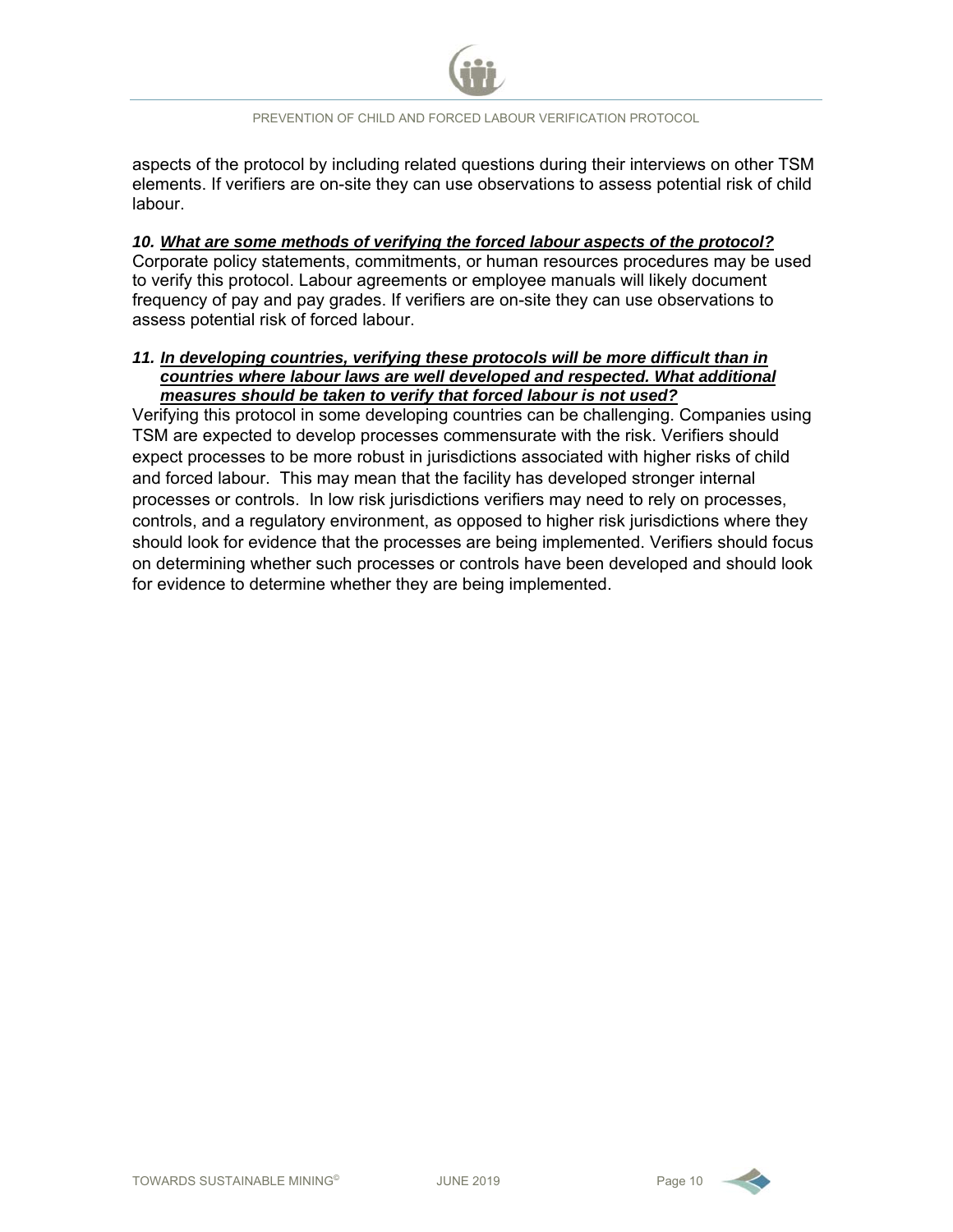aspects of the protocol by including related questions during their interviews on other TSM elements. If verifiers are on-site they can use observations to assess potential risk of child labour.

***10. What are some methods of verifying the forced labour aspects of the protocol?***

Corporate policy statements, commitments, or human resources procedures may be used to verify this protocol. Labour agreements or employee manuals will likely document frequency of pay and pay grades. If verifiers are on-site they can use observations to assess potential risk of forced labour.

***11. In developing countries, verifying these protocols will be more difficult than in countries where labour laws are well developed and respected. What additional measures should be taken to verify that forced labour is not used?***

Verifying this protocol in some developing countries can be challenging. Companies using TSM are expected to develop processes commensurate with the risk. Verifiers should expect processes to be more robust in jurisdictions associated with higher risks of child and forced labour. This may mean that the facility has developed stronger internal processes or controls. In low risk jurisdictions verifiers may need to rely on processes, controls, and a regulatory environment, as opposed to higher risk jurisdictions where they should look for evidence that the processes are being implemented. Verifiers should focus on determining whether such processes or controls have been developed and should look for evidence to determine whether they are being implemented.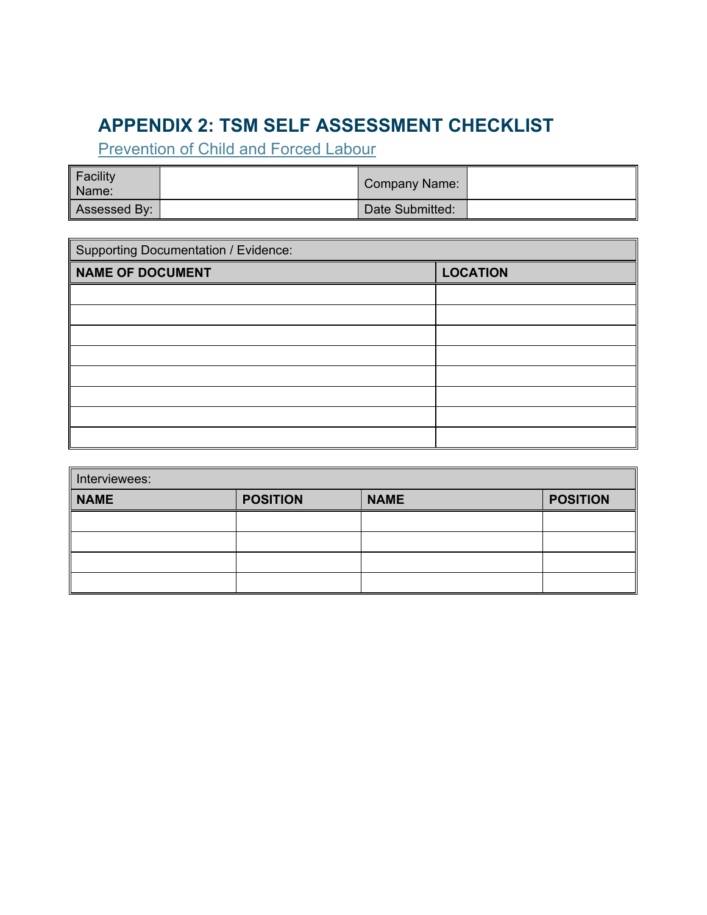# APPENDIX 2: TSM SELF ASSESSMENT CHECKLIST

Prevention of Child and Forced Labour

| Facility Name: | | Company Name: | |
|---|---|---|---|
| Assessed By: | | Date Submitted: | |

| Supporting Documentation / Evidence: | |
|---|---|
| **NAME OF DOCUMENT** | **LOCATION** |
| | |
| | |
| | |
| | |
| | |
| | |
| | |
| | |

| Interviewees: | | | |
|---|---|---|---|
| **NAME** | **POSITION** | **NAME** | **POSITION** |
| | | | |
| | | | |
| | | | |
| | | | |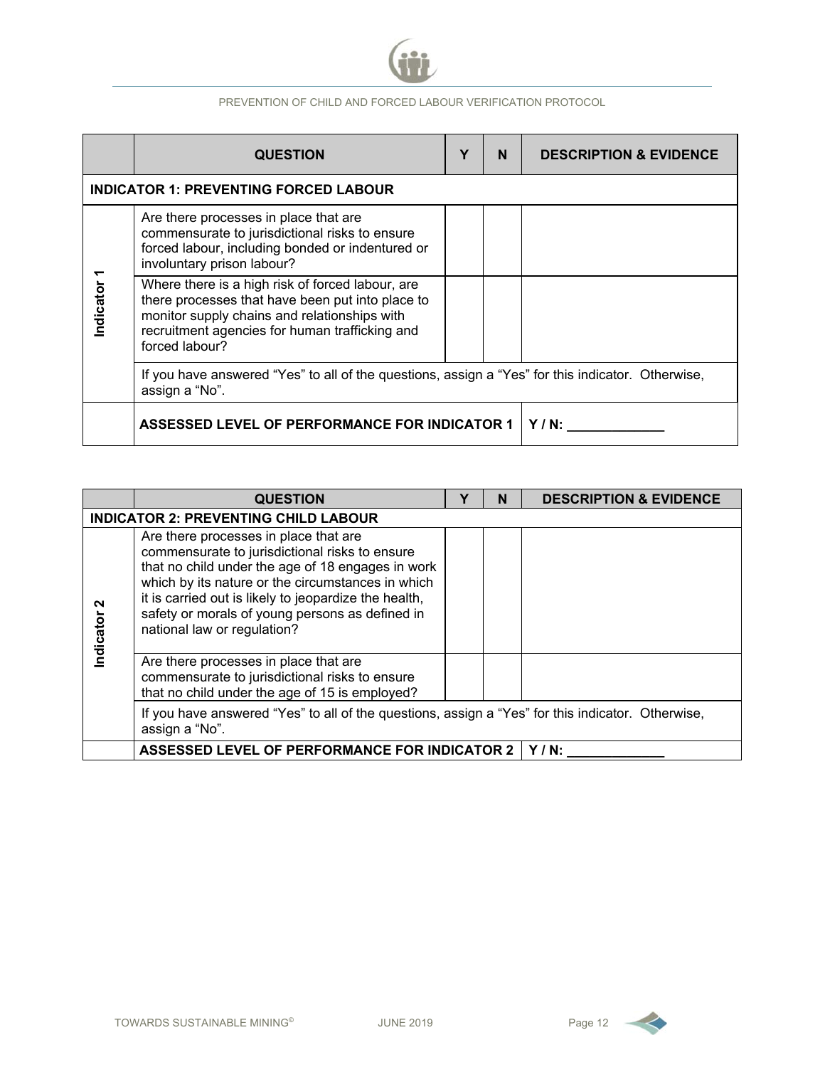| | QUESTION | Y | N | DESCRIPTION & EVIDENCE |
|---|---|---|---|---|
| **INDICATOR 1: PREVENTING FORCED LABOUR** | | | | |
| Indicator 1 | Are there processes in place that are commensurate to jurisdictional risks to ensure forced labour, including bonded or indentured or involuntary prison labour? | | | |
| | Where there is a high risk of forced labour, are there processes that have been put into place to monitor supply chains and relationships with recruitment agencies for human trafficking and forced labour? | | | |
| | If you have answered "Yes" to all of the questions, assign a "Yes" for this indicator. Otherwise, assign a "No". | | | |
| | **ASSESSED LEVEL OF PERFORMANCE FOR INDICATOR 1** | | | **Y / N: _____________** |

| | QUESTION | Y | N | DESCRIPTION & EVIDENCE |
|---|---|---|---|---|
| **INDICATOR 2: PREVENTING CHILD LABOUR** | | | | |
| Indicator 2 | Are there processes in place that are commensurate to jurisdictional risks to ensure that no child under the age of 18 engages in work which by its nature or the circumstances in which it is carried out is likely to jeopardize the health, safety or morals of young persons as defined in national law or regulation? | | | |
| | Are there processes in place that are commensurate to jurisdictional risks to ensure that no child under the age of 15 is employed? | | | |
| | If you have answered "Yes" to all of the questions, assign a "Yes" for this indicator. Otherwise, assign a "No". | | | |
| | **ASSESSED LEVEL OF PERFORMANCE FOR INDICATOR 2** | | | **Y / N: _____________** |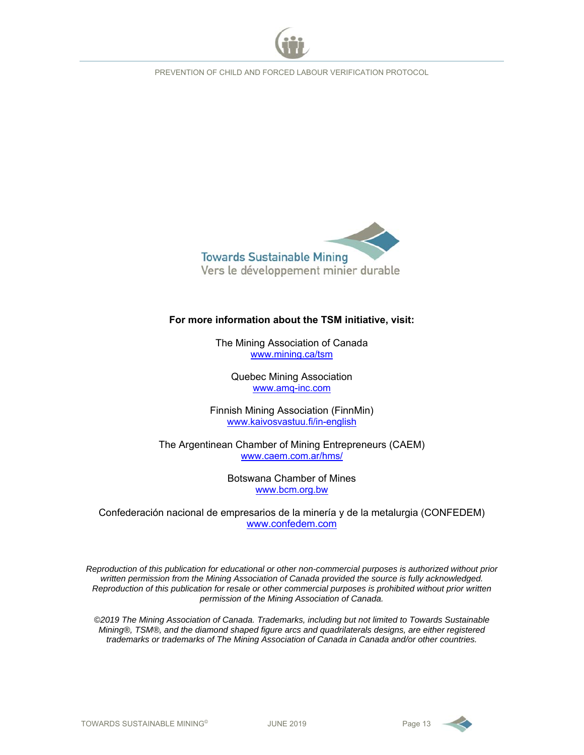Towards Sustainable Mining
Vers le développement minier durable

**For more information about the TSM initiative, visit:**

The Mining Association of Canada
www.mining.ca/tsm

Quebec Mining Association
www.amq-inc.com

Finnish Mining Association (FinnMin)
www.kaivosvastuu.fi/in-english

The Argentinean Chamber of Mining Entrepreneurs (CAEM)
www.caem.com.ar/hms/

Botswana Chamber of Mines
www.bcm.org.bw

Confederación nacional de empresarios de la minería y de la metalurgia (CONFEDEM)
www.confedem.com

*Reproduction of this publication for educational or other non-commercial purposes is authorized without prior written permission from the Mining Association of Canada provided the source is fully acknowledged. Reproduction of this publication for resale or other commercial purposes is prohibited without prior written permission of the Mining Association of Canada.*

*©2019 The Mining Association of Canada. Trademarks, including but not limited to Towards Sustainable Mining®, TSM®, and the diamond shaped figure arcs and quadrilaterals designs, are either registered trademarks or trademarks of The Mining Association of Canada in Canada and/or other countries.*